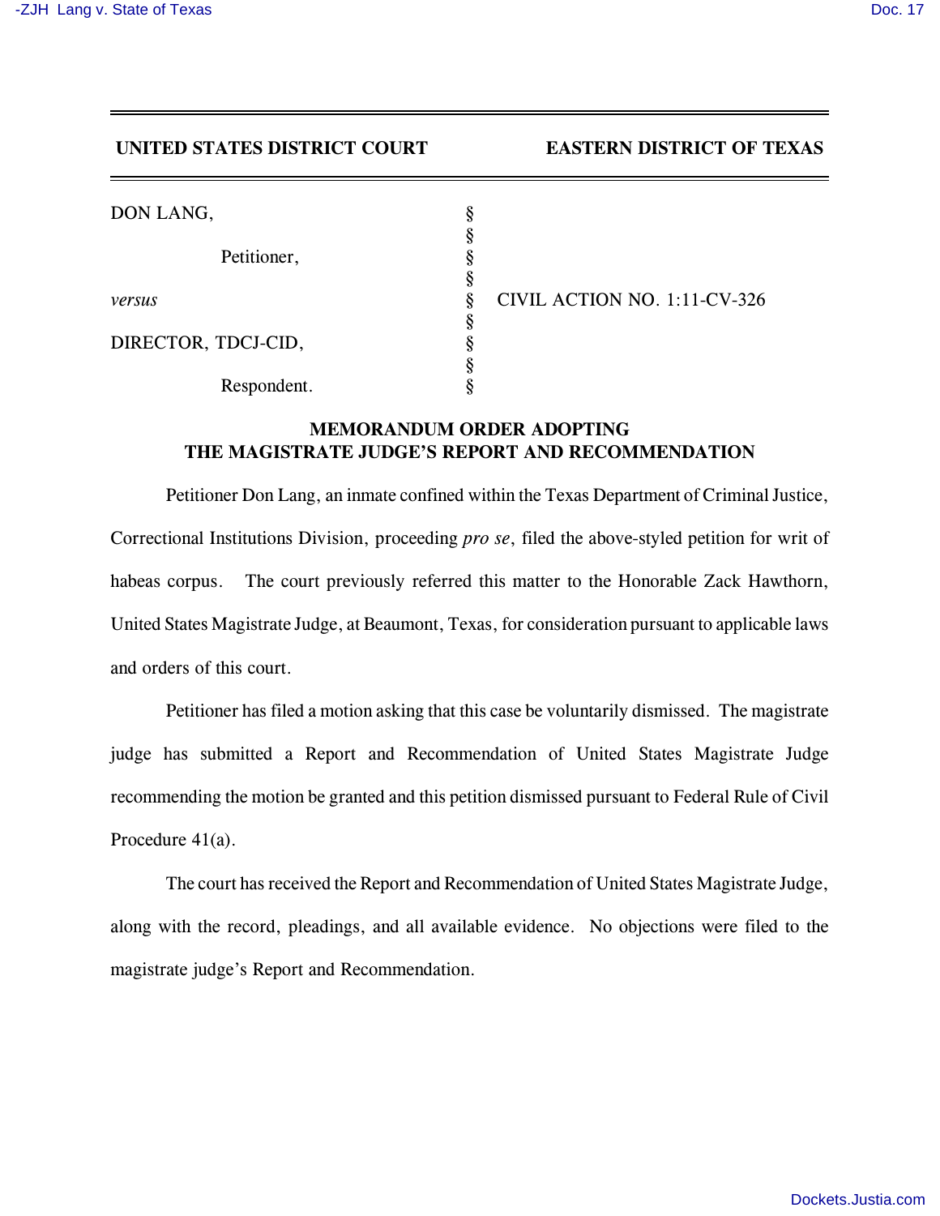**UNITED STATES DISTRICT COURT** **EASTERN DISTRICT OF TEXAS**

| | | |
|---|---|---|
| DON LANG, | § | |
| | § | |
| Petitioner, | § | |
| | § | |
| *versus* | § | CIVIL ACTION NO. 1:11-CV-326 |
| | § | |
| DIRECTOR, TDCJ-CID, | § | |
| | § | |
| Respondent. | § | |

## MEMORANDUM ORDER ADOPTING THE MAGISTRATE JUDGE'S REPORT AND RECOMMENDATION

Petitioner Don Lang, an inmate confined within the Texas Department of Criminal Justice, Correctional Institutions Division, proceeding *pro se*, filed the above-styled petition for writ of habeas corpus. The court previously referred this matter to the Honorable Zack Hawthorn, United States Magistrate Judge, at Beaumont, Texas, for consideration pursuant to applicable laws and orders of this court.

Petitioner has filed a motion asking that this case be voluntarily dismissed. The magistrate judge has submitted a Report and Recommendation of United States Magistrate Judge recommending the motion be granted and this petition dismissed pursuant to Federal Rule of Civil Procedure 41(a).

The court has received the Report and Recommendation of United States Magistrate Judge, along with the record, pleadings, and all available evidence. No objections were filed to the magistrate judge's Report and Recommendation.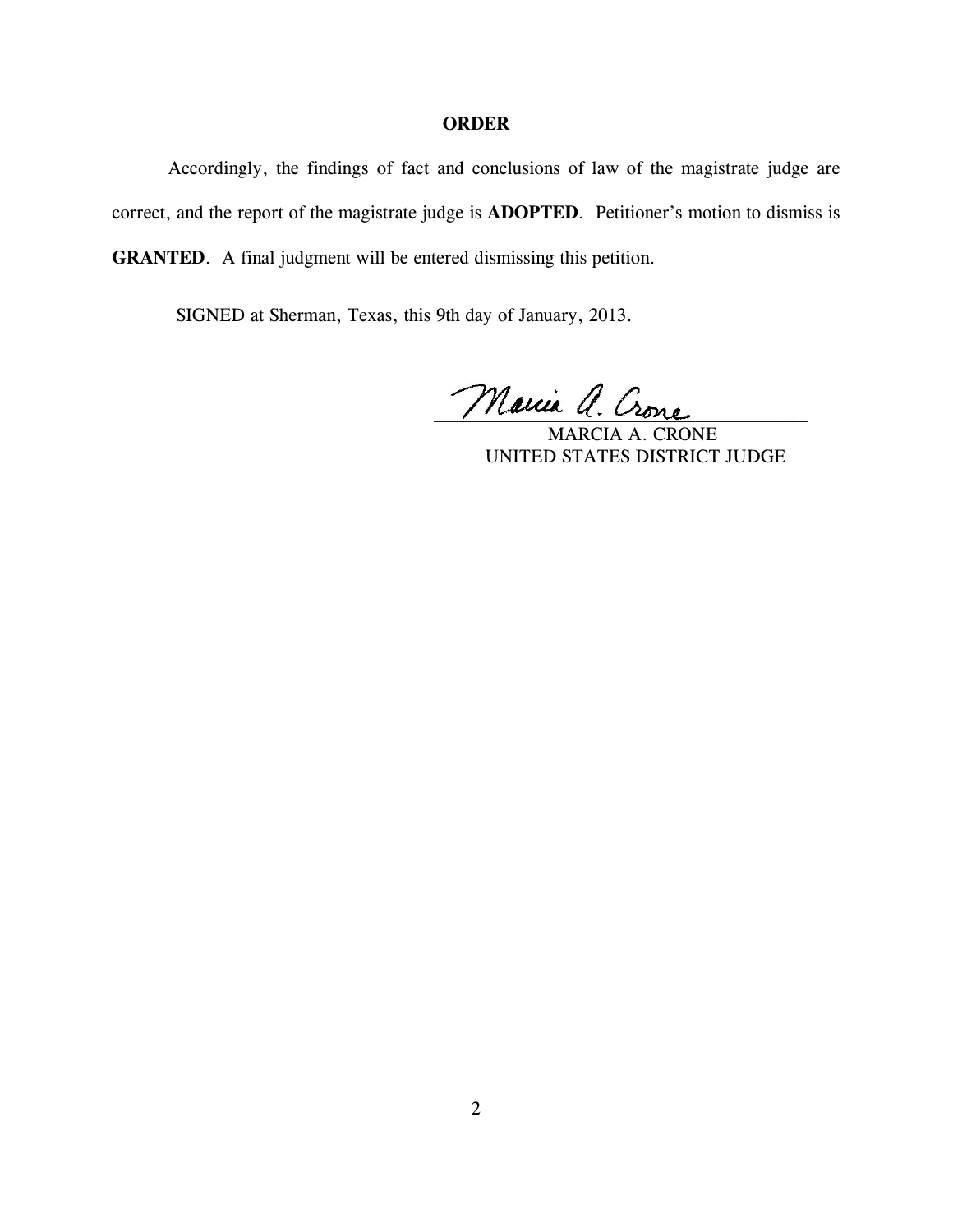**ORDER**

Accordingly, the findings of fact and conclusions of law of the magistrate judge are correct, and the report of the magistrate judge is **ADOPTED**. Petitioner's motion to dismiss is **GRANTED**. A final judgment will be entered dismissing this petition.

SIGNED at Sherman, Texas, this 9th day of January, 2013.

Marcia A. Crone

MARCIA A. CRONE
UNITED STATES DISTRICT JUDGE